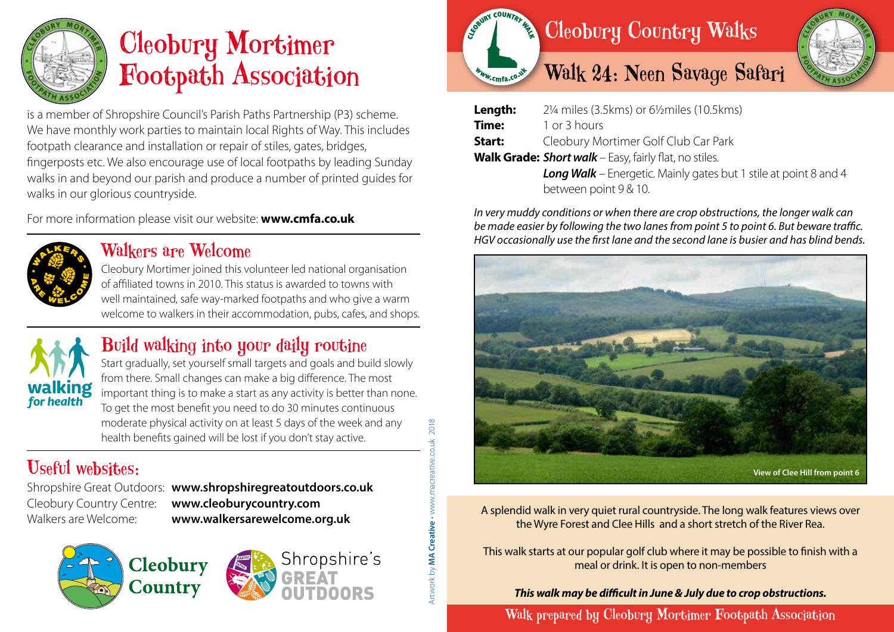# Cleobury Mortimer Footpath Association

is a member of Shropshire Council's Parish Paths Partnership (P3) scheme. We have monthly work parties to maintain local Rights of Way. This includes footpath clearance and installation or repair of stiles, gates, bridges, fingerposts etc. We also encourage use of local footpaths by leading Sunday walks in and beyond our parish and produce a number of printed guides for walks in our glorious countryside.

For more information please visit our website: **www.cmfa.co.uk**

## Walkers are Welcome

Cleobury Mortimer joined this volunteer led national organisation of affiliated towns in 2010. This status is awarded to towns with well maintained, safe way-marked footpaths and who give a warm welcome to walkers in their accommodation, pubs, cafes, and shops.

## Build walking into your daily routine

Start gradually, set yourself small targets and goals and build slowly from there. Small changes can make a big difference. The most important thing is to make a start as any activity is better than none. To get the most benefit you need to do 30 minutes continuous moderate physical activity on at least 5 days of the week and any health benefits gained will be lost if you don't stay active.

## Useful websites:

Shropshire Great Outdoors: **www.shropshiregreatoutdoors.co.uk**
Cleobury Country Centre: **www.cleoburycountry.com**
Walkers are Welcome: **www.walkersarewelcome.org.uk**

Cleobury Country

Shropshire's GREAT OUTDOORS

Artwork by **MA Creative** • www.macreative.co.uk 2018

# Cleobury Country Walks

## Walk 24: Neen Savage Safari

**Length:** 2¼ miles (3.5kms) or 6½miles (10.5kms)
**Time:** 1 or 3 hours
**Start:** Cleobury Mortimer Golf Club Car Park
**Walk Grade:** ***Short walk*** – Easy, fairly flat, no stiles.
***Long Walk*** – Energetic. Mainly gates but 1 stile at point 8 and 4 between point 9 & 10.

*In very muddy conditions or when there are crop obstructions, the longer walk can be made easier by following the two lanes from point 5 to point 6. But beware traffic. HGV occasionally use the first lane and the second lane is busier and has blind bends.*

**View of Clee Hill from point 6**

A splendid walk in very quiet rural countryside. The long walk features views over the Wyre Forest and Clee Hills and a short stretch of the River Rea.

This walk starts at our popular golf club where it may be possible to finish with a meal or drink. It is open to non-members

***This walk may be difficult in June & July due to crop obstructions.***

Walk prepared by Cleobury Mortimer Footpath Association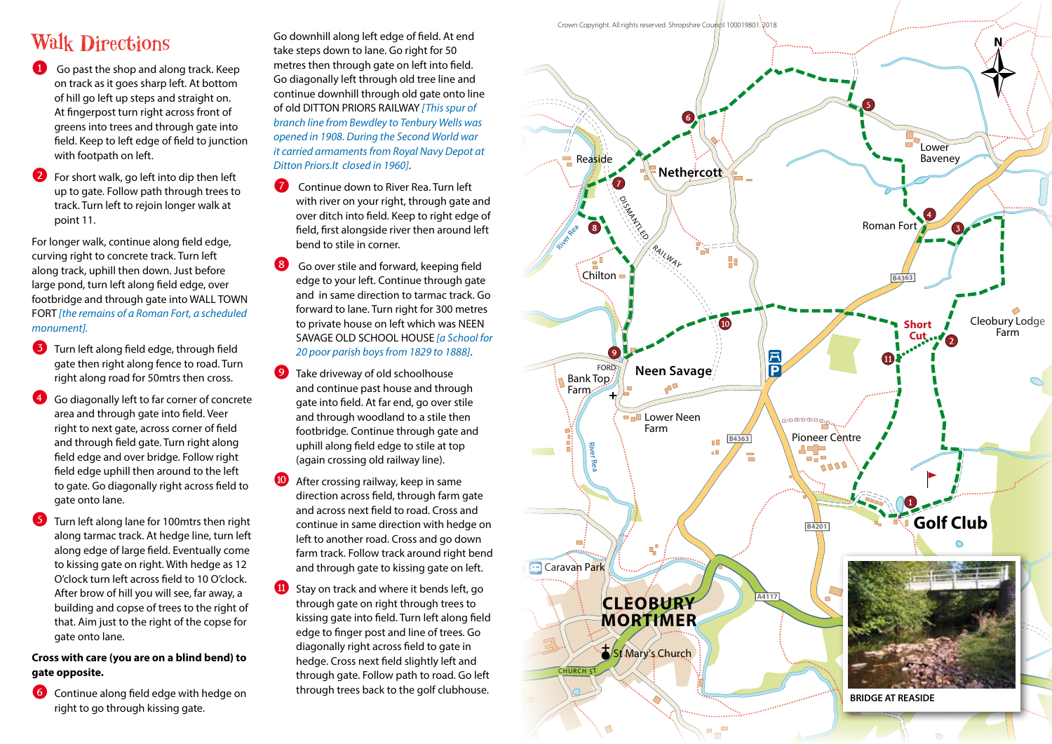# Walk Directions

1. Go past the shop and along track. Keep on track as it goes sharp left. At bottom of hill go left up steps and straight on. At fingerpost turn right across front of greens into trees and through gate into field. Keep to left edge of field to junction with footpath on left.

2. For short walk, go left into dip then left up to gate. Follow path through trees to track. Turn left to rejoin longer walk at point 11.

For longer walk, continue along field edge, curving right to concrete track. Turn left along track, uphill then down. Just before large pond, turn left along field edge, over footbridge and through gate into WALL TOWN FORT *[the remains of a Roman Fort, a scheduled monument].*

3. Turn left along field edge, through field gate then right along fence to road. Turn right along road for 50mtrs then cross.

4. Go diagonally left to far corner of concrete area and through gate into field. Veer right to next gate, across corner of field and through field gate. Turn right along field edge and over bridge. Follow right field edge uphill then around to the left to gate. Go diagonally right across field to gate onto lane.

5. Turn left along lane for 100mtrs then right along tarmac track. At hedge line, turn left along edge of large field. Eventually come to kissing gate on right. With hedge as 12 O'clock turn left across field to 10 O'clock. After brow of hill you will see, far away, a building and copse of trees to the right of that. Aim just to the right of the copse for gate onto lane.

**Cross with care (you are on a blind bend) to gate opposite.**

6. Continue along field edge with hedge on right to go through kissing gate.

Go downhill along left edge of field. At end take steps down to lane. Go right for 50 metres then through gate on left into field. Go diagonally right through old tree line and continue downhill through old gate onto line of old DITTON PRIORS RAILWAY *[This spur of branch line from Bewdley to Tenbury Wells was opened in 1908. During the Second World war it carried armaments from Royal Navy Depot at Ditton Priors.It closed in 1960].*

7. Continue down to River Rea. Turn left with river on your right, through gate and over ditch into field. Keep to right edge of field, first alongside river then around left bend to stile in corner.

8. Go over stile and forward, keeping field edge to your left. Continue through gate and in same direction to tarmac track. Go forward to lane. Turn right for 300 metres to private house on left which was NEEN SAVAGE OLD SCHOOL HOUSE *[a School for 20 poor parish boys from 1829 to 1888].*

9. Take driveway of old schoolhouse and continue past house and through gate into field. At far end, go over stile and through woodland to a stile then footbridge. Continue through gate and uphill along field edge to stile at top (again crossing old railway line).

10. After crossing railway, keep in same direction across field, through farm gate and across next field to road. Cross and continue in same direction with hedge on left to another road. Cross and go down farm track. Follow track around right bend and through gate to kissing gate on left.

11. Stay on track and where it bends left, go through gate on right through trees to kissing gate into field. Turn left along field edge to finger post and line of trees. Go diagonally right across field to gate in hedge. Cross next field slightly left and through gate. Follow path to road. Go left through trees back to the golf clubhouse.

Crown Copyright. All rights reserved. Shropshire Council 100019801 2018

N

Reaside
Nethercott
Lower Baveney
Roman Fort
Chilton
DISMANTLED RAILWAY
River Rea
B4363
Short Cut
Cleobury Lodge Farm
FORD
Bank Top Farm
Neen Savage
Lower Neen Farm
B4363
Pioneer Centre
B4201
Golf Club
Caravan Park
A4117
CLEOBURY MORTIMER
St Mary's Church
CHURCH ST

BRIDGE AT REASIDE